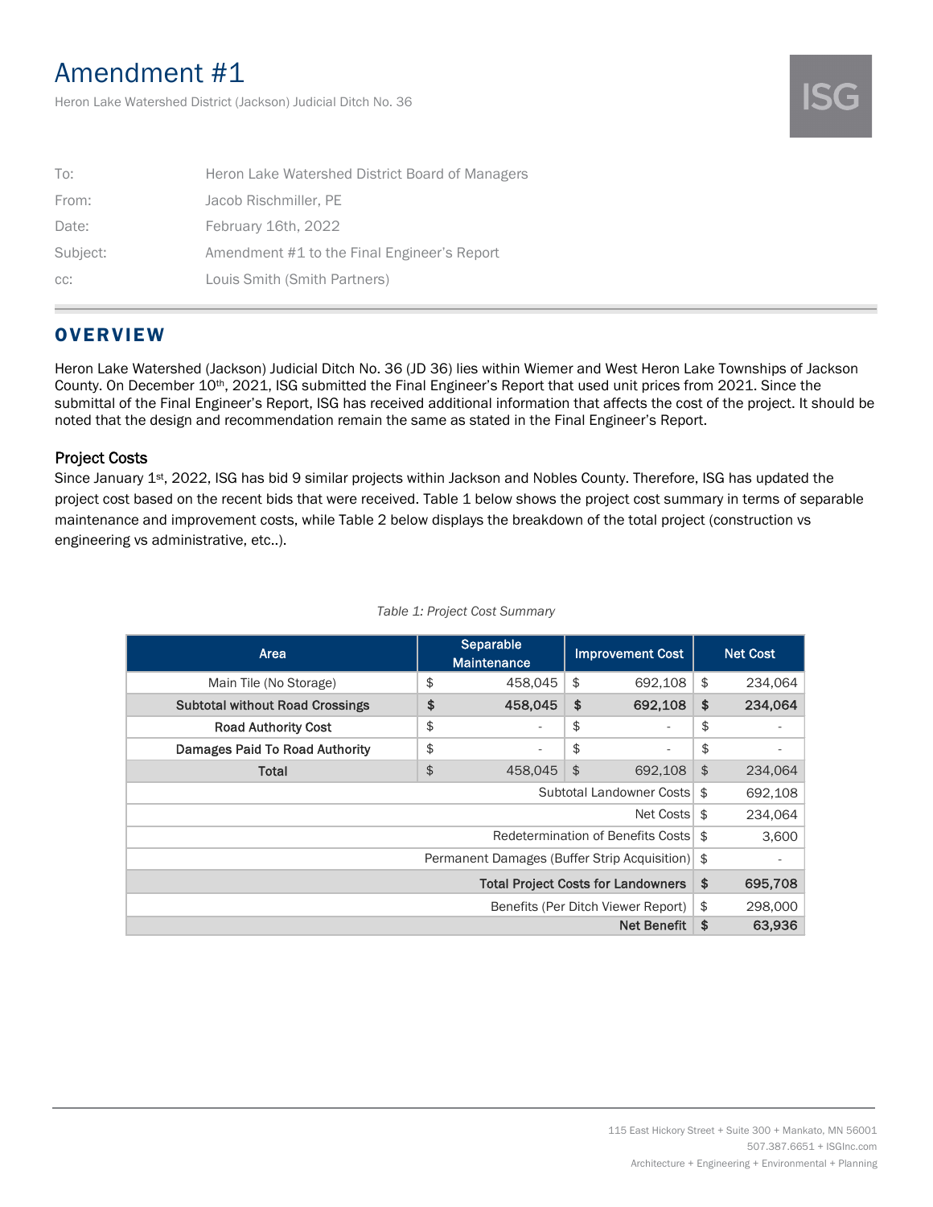# Amendment #1

Heron Lake Watershed District (Jackson) Judicial Ditch No. 36

| | |
|---|---|
| To: | Heron Lake Watershed District Board of Managers |
| From: | Jacob Rischmiller, PE |
| Date: | February 16th, 2022 |
| Subject: | Amendment #1 to the Final Engineer's Report |
| cc: | Louis Smith (Smith Partners) |

## OVERVIEW

Heron Lake Watershed (Jackson) Judicial Ditch No. 36 (JD 36) lies within Wiemer and West Heron Lake Townships of Jackson County. On December 10th, 2021, ISG submitted the Final Engineer's Report that used unit prices from 2021. Since the submittal of the Final Engineer's Report, ISG has received additional information that affects the cost of the project. It should be noted that the design and recommendation remain the same as stated in the Final Engineer's Report.

### Project Costs

Since January 1st, 2022, ISG has bid 9 similar projects within Jackson and Nobles County. Therefore, ISG has updated the project cost based on the recent bids that were received. Table 1 below shows the project cost summary in terms of separable maintenance and improvement costs, while Table 2 below displays the breakdown of the total project (construction vs engineering vs administrative, etc..).

*Table 1: Project Cost Summary*

| Area | Separable Maintenance | Improvement Cost | Net Cost |
|---|---|---|---|
| Main Tile (No Storage) | $ 458,045 | $ 692,108 | $ 234,064 |
| **Subtotal without Road Crossings** | **$ 458,045** | **$ 692,108** | **$ 234,064** |
| Road Authority Cost | $ - | $ - | $ - |
| Damages Paid To Road Authority | $ - | $ - | $ - |
| **Total** | $ 458,045 | $ 692,108 | $ 234,064 |
| | | Subtotal Landowner Costs | $ 692,108 |
| | | Net Costs | $ 234,064 |
| | | Redetermination of Benefits Costs | $ 3,600 |
| | | Permanent Damages (Buffer Strip Acquisition) | $ - |
| | | **Total Project Costs for Landowners** | **$ 695,708** |
| | | Benefits (Per Ditch Viewer Report) | $ 298,000 |
| | | **Net Benefit** | **$ 63,936** |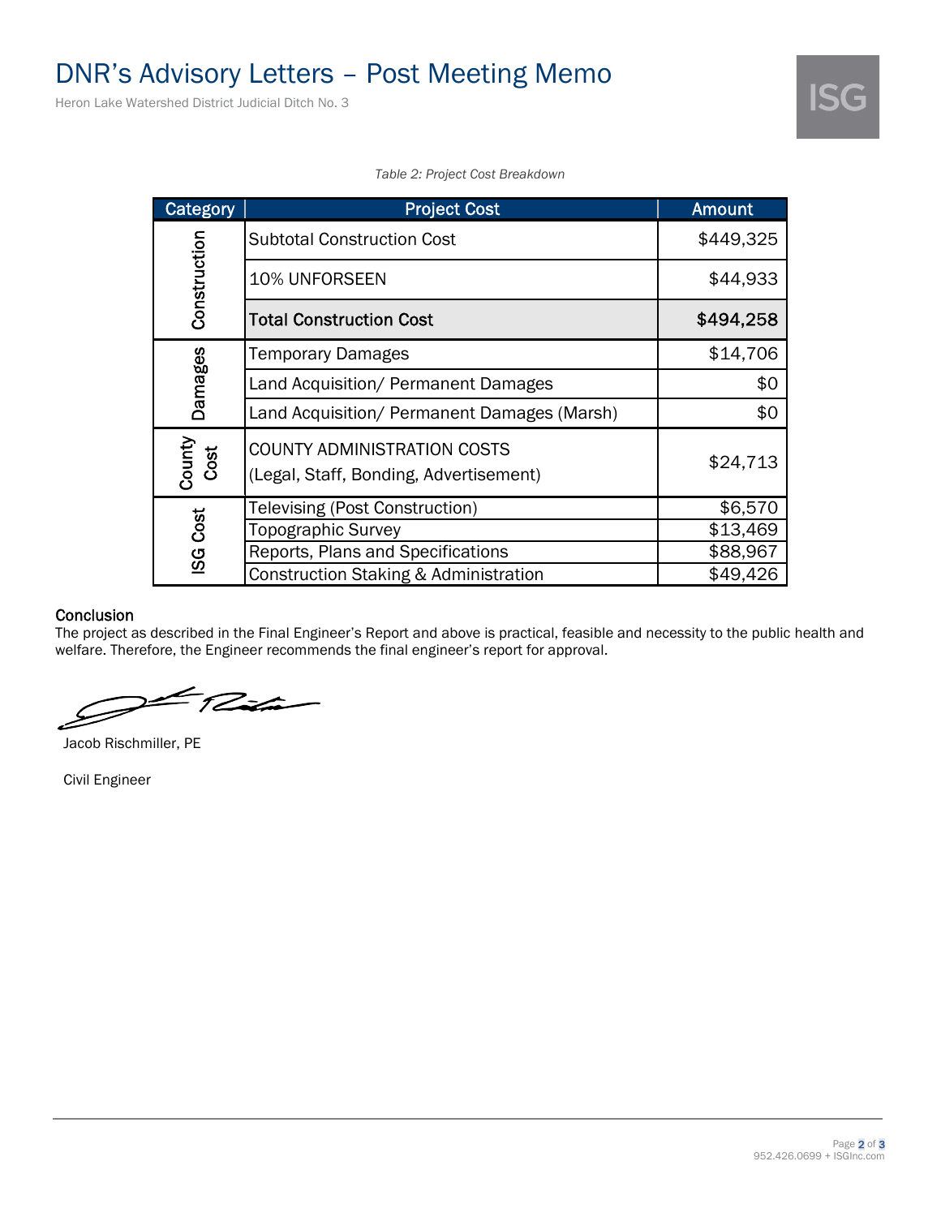*Table 2: Project Cost Breakdown*

| Category | Project Cost | Amount |
|---|---|---|
| Construction | Subtotal Construction Cost | $449,325 |
| | 10% UNFORSEEN | $44,933 |
| | **Total Construction Cost** | **$494,258** |
| Damages | Temporary Damages | $14,706 |
| | Land Acquisition/ Permanent Damages | $0 |
| | Land Acquisition/ Permanent Damages (Marsh) | $0 |
| County Cost | COUNTY ADMINISTRATION COSTS (Legal, Staff, Bonding, Advertisement) | $24,713 |
| ISG Cost | Televising (Post Construction) | $6,570 |
| | Topographic Survey | $13,469 |
| | Reports, Plans and Specifications | $88,967 |
| | Construction Staking & Administration | $49,426 |

## Conclusion

The project as described in the Final Engineer's Report and above is practical, feasible and necessity to the public health and welfare. Therefore, the Engineer recommends the final engineer's report for approval.

Jacob Rischmiller, PE

Civil Engineer